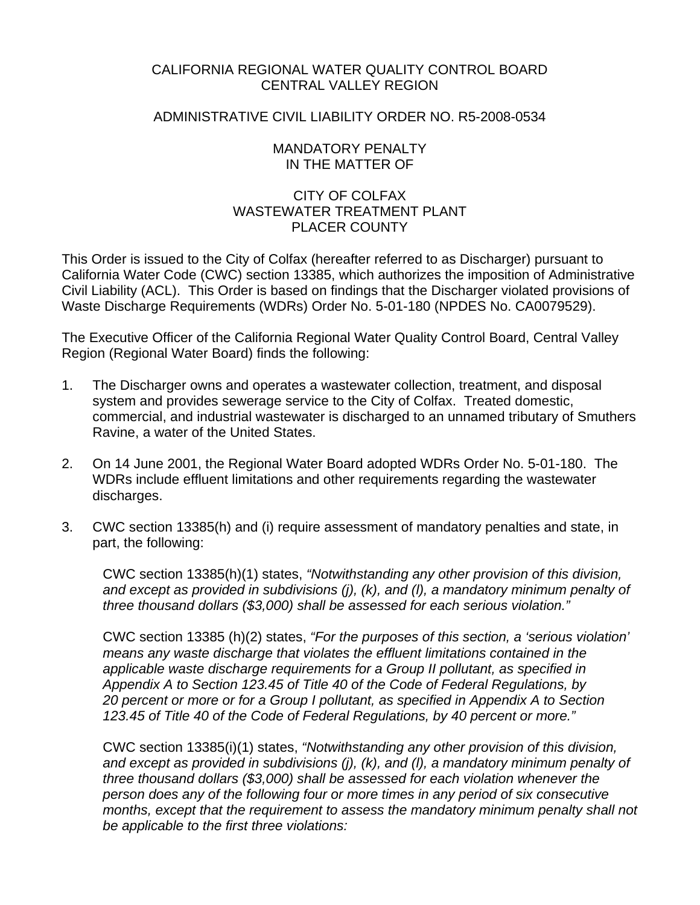CALIFORNIA REGIONAL WATER QUALITY CONTROL BOARD
CENTRAL VALLEY REGION

ADMINISTRATIVE CIVIL LIABILITY ORDER NO. R5-2008-0534

MANDATORY PENALTY
IN THE MATTER OF

CITY OF COLFAX
WASTEWATER TREATMENT PLANT
PLACER COUNTY

This Order is issued to the City of Colfax (hereafter referred to as Discharger) pursuant to California Water Code (CWC) section 13385, which authorizes the imposition of Administrative Civil Liability (ACL). This Order is based on findings that the Discharger violated provisions of Waste Discharge Requirements (WDRs) Order No. 5-01-180 (NPDES No. CA0079529).

The Executive Officer of the California Regional Water Quality Control Board, Central Valley Region (Regional Water Board) finds the following:

1. The Discharger owns and operates a wastewater collection, treatment, and disposal system and provides sewerage service to the City of Colfax. Treated domestic, commercial, and industrial wastewater is discharged to an unnamed tributary of Smuthers Ravine, a water of the United States.

2. On 14 June 2001, the Regional Water Board adopted WDRs Order No. 5-01-180. The WDRs include effluent limitations and other requirements regarding the wastewater discharges.

3. CWC section 13385(h) and (i) require assessment of mandatory penalties and state, in part, the following:

   CWC section 13385(h)(1) states, *"Notwithstanding any other provision of this division, and except as provided in subdivisions (j), (k), and (l), a mandatory minimum penalty of three thousand dollars ($3,000) shall be assessed for each serious violation."*

   CWC section 13385 (h)(2) states, *"For the purposes of this section, a 'serious violation' means any waste discharge that violates the effluent limitations contained in the applicable waste discharge requirements for a Group II pollutant, as specified in Appendix A to Section 123.45 of Title 40 of the Code of Federal Regulations, by 20 percent or more or for a Group I pollutant, as specified in Appendix A to Section 123.45 of Title 40 of the Code of Federal Regulations, by 40 percent or more."*

   CWC section 13385(i)(1) states, *"Notwithstanding any other provision of this division, and except as provided in subdivisions (j), (k), and (l), a mandatory minimum penalty of three thousand dollars ($3,000) shall be assessed for each violation whenever the person does any of the following four or more times in any period of six consecutive months, except that the requirement to assess the mandatory minimum penalty shall not be applicable to the first three violations:*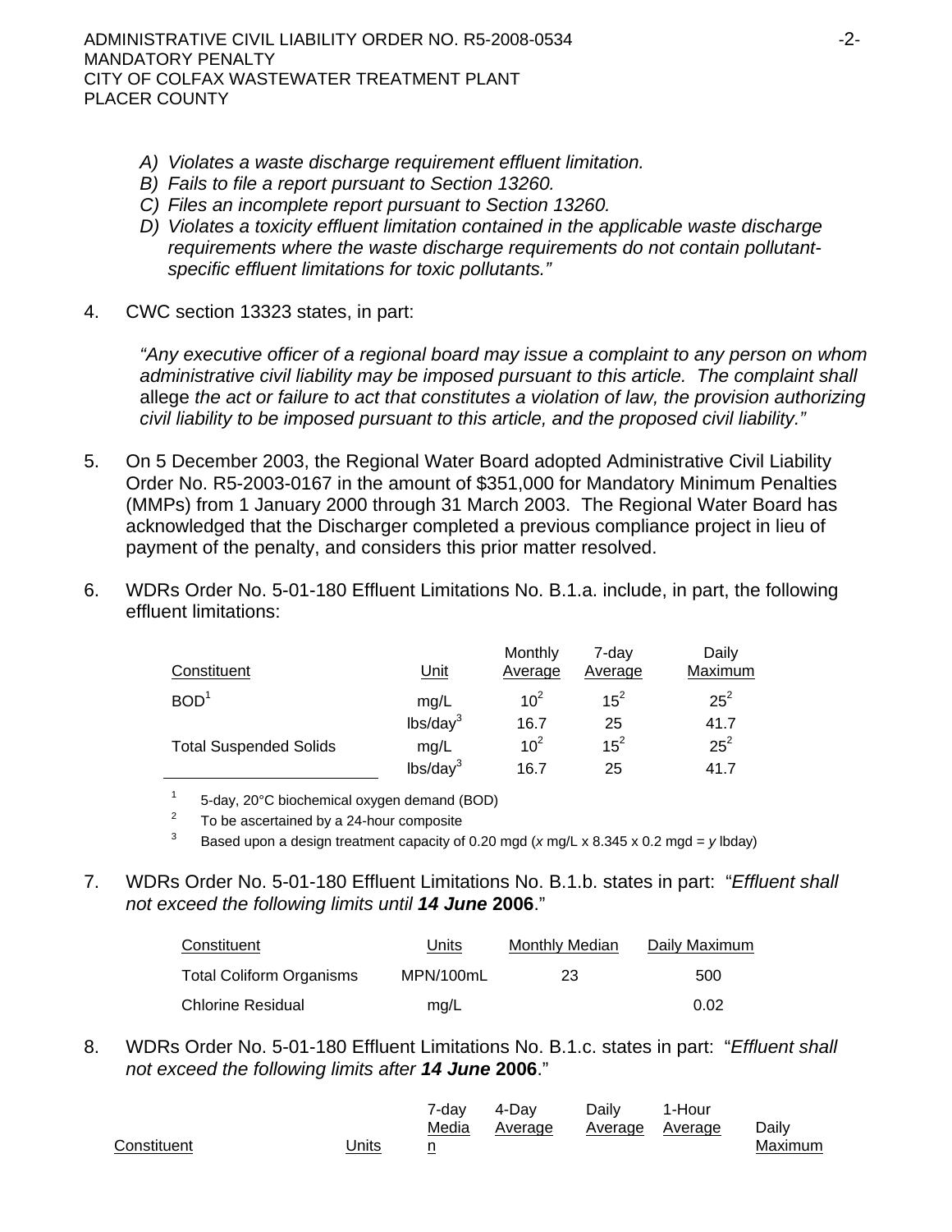*A) Violates a waste discharge requirement effluent limitation.*
*B) Fails to file a report pursuant to Section 13260.*
*C) Files an incomplete report pursuant to Section 13260.*
*D) Violates a toxicity effluent limitation contained in the applicable waste discharge requirements where the waste discharge requirements do not contain pollutant-specific effluent limitations for toxic pollutants."*

4. CWC section 13323 states, in part:

   *"Any executive officer of a regional board may issue a complaint to any person on whom administrative civil liability may be imposed pursuant to this article. The complaint shall* allege *the act or failure to act that constitutes a violation of law, the provision authorizing civil liability to be imposed pursuant to this article, and the proposed civil liability."*

5. On 5 December 2003, the Regional Water Board adopted Administrative Civil Liability Order No. R5-2003-0167 in the amount of $351,000 for Mandatory Minimum Penalties (MMPs) from 1 January 2000 through 31 March 2003. The Regional Water Board has acknowledged that the Discharger completed a previous compliance project in lieu of payment of the penalty, and considers this prior matter resolved.

6. WDRs Order No. 5-01-180 Effluent Limitations No. B.1.a. include, in part, the following effluent limitations:

| Constituent | Unit | Monthly Average | 7-day Average | Daily Maximum |
|---|---|---|---|---|
| BOD[1] | mg/L | 10[2] | 15[2] | 25[2] |
| | lbs/day[3] | 16.7 | 25 | 41.7 |
| Total Suspended Solids | mg/L | 10[2] | 15[2] | 25[2] |
| | lbs/day[3] | 16.7 | 25 | 41.7 |

[1] 5-day, 20°C biochemical oxygen demand (BOD)
[2] To be ascertained by a 24-hour composite
[3] Based upon a design treatment capacity of 0.20 mgd (*x* mg/L x 8.345 x 0.2 mgd = *y* lbday)

7. WDRs Order No. 5-01-180 Effluent Limitations No. B.1.b. states in part: "*Effluent shall not exceed the following limits until **14 June** **2006***."

| Constituent | Units | Monthly Median | Daily Maximum |
|---|---|---|---|
| Total Coliform Organisms | MPN/100mL | 23 | 500 |
| Chlorine Residual | mg/L | | 0.02 |

8. WDRs Order No. 5-01-180 Effluent Limitations No. B.1.c. states in part: "*Effluent shall not exceed the following limits after **14 June** **2006***."

| Constituent | Units | 7-day Median | 4-Day Average | Daily Average | 1-Hour Average | Daily Maximum |
|---|---|---|---|---|---|---|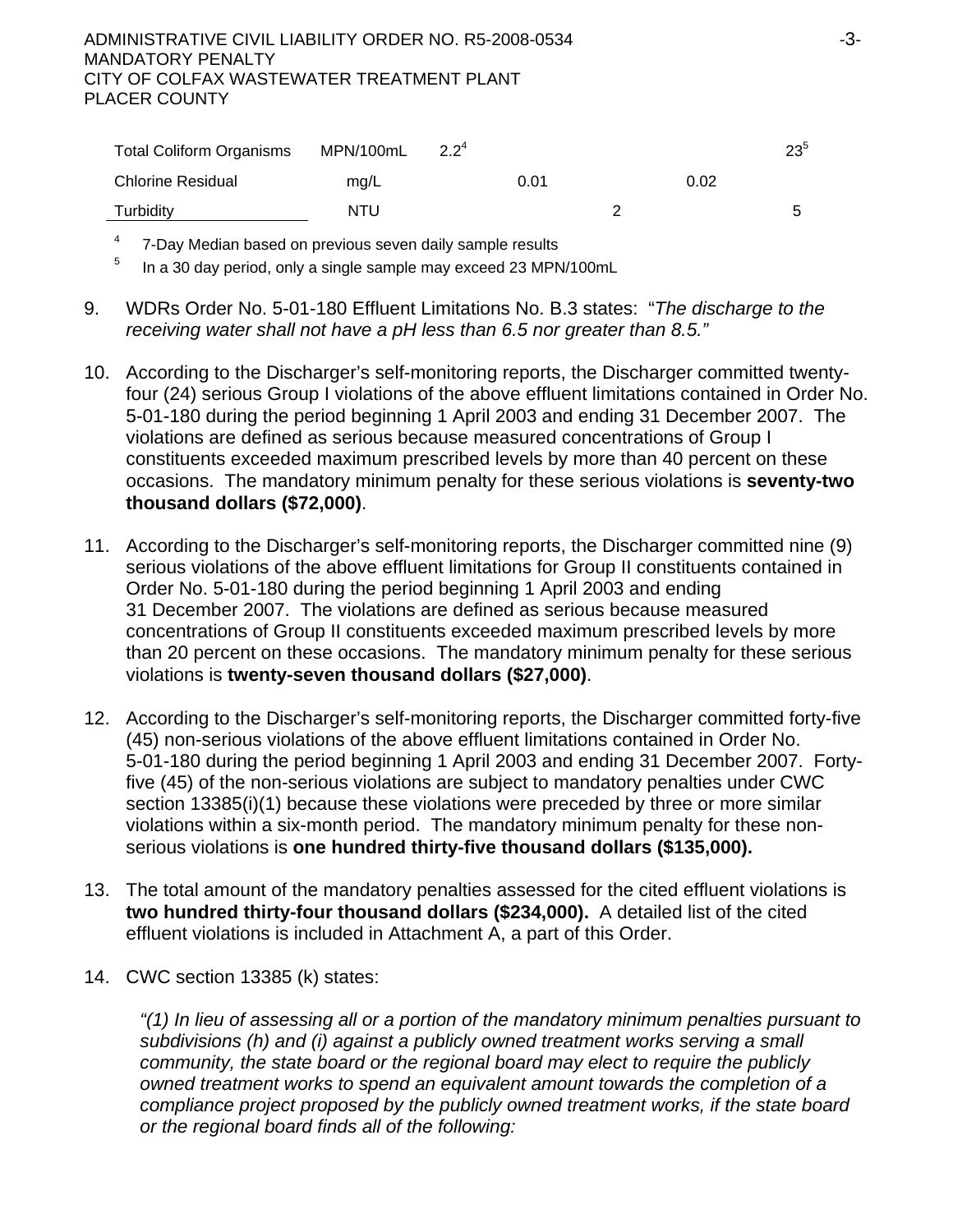| | | | | | | |
|---|---|---|---|---|---|---|
| Total Coliform Organisms | MPN/100mL | 2.2[4] | | | | 23[5] |
| Chlorine Residual | mg/L | | 0.01 | | 0.02 | |
| Turbidity | NTU | | | 2 | | 5 |

[4] 7-Day Median based on previous seven daily sample results

[5] In a 30 day period, only a single sample may exceed 23 MPN/100mL

9. WDRs Order No. 5-01-180 Effluent Limitations No. B.3 states: "*The discharge to the receiving water shall not have a pH less than 6.5 nor greater than 8.5.*"

10. According to the Discharger's self-monitoring reports, the Discharger committed twenty-four (24) serious Group I violations of the above effluent limitations contained in Order No. 5-01-180 during the period beginning 1 April 2003 and ending 31 December 2007. The violations are defined as serious because measured concentrations of Group I constituents exceeded maximum prescribed levels by more than 40 percent on these occasions. The mandatory minimum penalty for these serious violations is **seventy-two thousand dollars ($72,000)**.

11. According to the Discharger's self-monitoring reports, the Discharger committed nine (9) serious violations of the above effluent limitations for Group II constituents contained in Order No. 5-01-180 during the period beginning 1 April 2003 and ending 31 December 2007. The violations are defined as serious because measured concentrations of Group II constituents exceeded maximum prescribed levels by more than 20 percent on these occasions. The mandatory minimum penalty for these serious violations is **twenty-seven thousand dollars ($27,000)**.

12. According to the Discharger's self-monitoring reports, the Discharger committed forty-five (45) non-serious violations of the above effluent limitations contained in Order No. 5-01-180 during the period beginning 1 April 2003 and ending 31 December 2007. Forty-five (45) of the non-serious violations are subject to mandatory penalties under CWC section 13385(i)(1) because these violations were preceded by three or more similar violations within a six-month period. The mandatory minimum penalty for these non-serious violations is **one hundred thirty-five thousand dollars ($135,000).**

13. The total amount of the mandatory penalties assessed for the cited effluent violations is **two hundred thirty-four thousand dollars ($234,000).** A detailed list of the cited effluent violations is included in Attachment A, a part of this Order.

14. CWC section 13385 (k) states:

    *"(1) In lieu of assessing all or a portion of the mandatory minimum penalties pursuant to subdivisions (h) and (i) against a publicly owned treatment works serving a small community, the state board or the regional board may elect to require the publicly owned treatment works to spend an equivalent amount towards the completion of a compliance project proposed by the publicly owned treatment works, if the state board or the regional board finds all of the following:*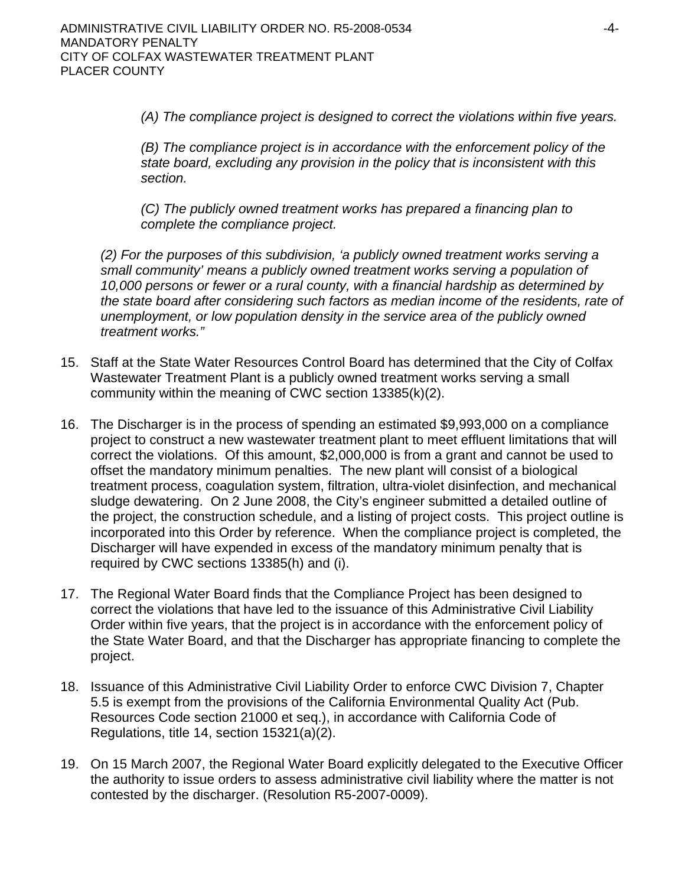*(A) The compliance project is designed to correct the violations within five years.*

*(B) The compliance project is in accordance with the enforcement policy of the state board, excluding any provision in the policy that is inconsistent with this section.*

*(C) The publicly owned treatment works has prepared a financing plan to complete the compliance project.*

*(2) For the purposes of this subdivision, 'a publicly owned treatment works serving a small community' means a publicly owned treatment works serving a population of 10,000 persons or fewer or a rural county, with a financial hardship as determined by the state board after considering such factors as median income of the residents, rate of unemployment, or low population density in the service area of the publicly owned treatment works."*

15. Staff at the State Water Resources Control Board has determined that the City of Colfax Wastewater Treatment Plant is a publicly owned treatment works serving a small community within the meaning of CWC section 13385(k)(2).

16. The Discharger is in the process of spending an estimated $9,993,000 on a compliance project to construct a new wastewater treatment plant to meet effluent limitations that will correct the violations. Of this amount, $2,000,000 is from a grant and cannot be used to offset the mandatory minimum penalties. The new plant will consist of a biological treatment process, coagulation system, filtration, ultra-violet disinfection, and mechanical sludge dewatering. On 2 June 2008, the City's engineer submitted a detailed outline of the project, the construction schedule, and a listing of project costs. This project outline is incorporated into this Order by reference. When the compliance project is completed, the Discharger will have expended in excess of the mandatory minimum penalty that is required by CWC sections 13385(h) and (i).

17. The Regional Water Board finds that the Compliance Project has been designed to correct the violations that have led to the issuance of this Administrative Civil Liability Order within five years, that the project is in accordance with the enforcement policy of the State Water Board, and that the Discharger has appropriate financing to complete the project.

18. Issuance of this Administrative Civil Liability Order to enforce CWC Division 7, Chapter 5.5 is exempt from the provisions of the California Environmental Quality Act (Pub. Resources Code section 21000 et seq.), in accordance with California Code of Regulations, title 14, section 15321(a)(2).

19. On 15 March 2007, the Regional Water Board explicitly delegated to the Executive Officer the authority to issue orders to assess administrative civil liability where the matter is not contested by the discharger. (Resolution R5-2007-0009).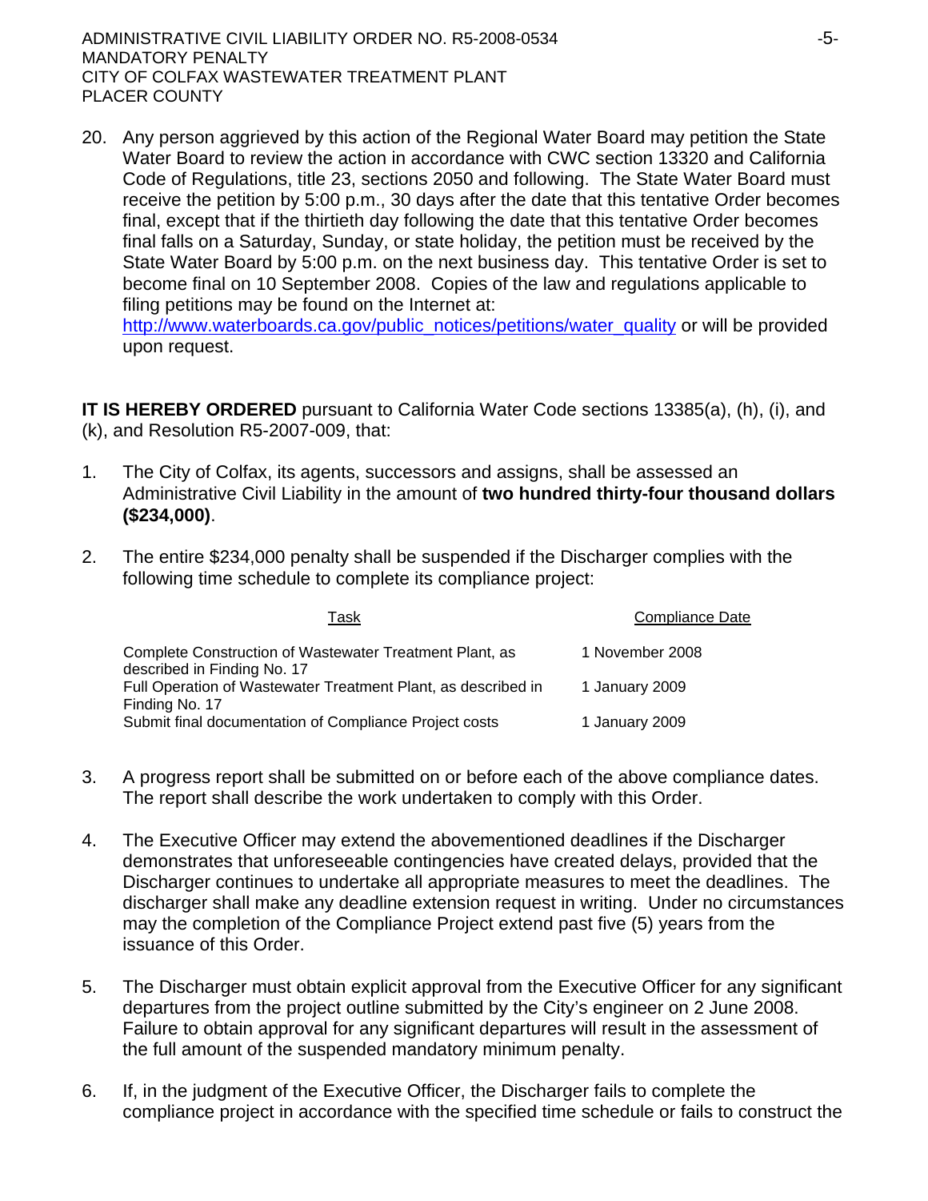20. Any person aggrieved by this action of the Regional Water Board may petition the State Water Board to review the action in accordance with CWC section 13320 and California Code of Regulations, title 23, sections 2050 and following. The State Water Board must receive the petition by 5:00 p.m., 30 days after the date that this tentative Order becomes final, except that if the thirtieth day following the date that this tentative Order becomes final falls on a Saturday, Sunday, or state holiday, the petition must be received by the State Water Board by 5:00 p.m. on the next business day. This tentative Order is set to become final on 10 September 2008. Copies of the law and regulations applicable to filing petitions may be found on the Internet at: [http://www.waterboards.ca.gov/public_notices/petitions/water_quality](http://www.waterboards.ca.gov/public_notices/petitions/water_quality) or will be provided upon request.

**IT IS HEREBY ORDERED** pursuant to California Water Code sections 13385(a), (h), (i), and (k), and Resolution R5-2007-009, that:

1. The City of Colfax, its agents, successors and assigns, shall be assessed an Administrative Civil Liability in the amount of **two hundred thirty-four thousand dollars ($234,000)**.

2. The entire $234,000 penalty shall be suspended if the Discharger complies with the following time schedule to complete its compliance project:

| Task | Compliance Date |
|---|---|
| Complete Construction of Wastewater Treatment Plant, as described in Finding No. 17 | 1 November 2008 |
| Full Operation of Wastewater Treatment Plant, as described in Finding No. 17 | 1 January 2009 |
| Submit final documentation of Compliance Project costs | 1 January 2009 |

3. A progress report shall be submitted on or before each of the above compliance dates. The report shall describe the work undertaken to comply with this Order.

4. The Executive Officer may extend the abovementioned deadlines if the Discharger demonstrates that unforeseeable contingencies have created delays, provided that the Discharger continues to undertake all appropriate measures to meet the deadlines. The discharger shall make any deadline extension request in writing. Under no circumstances may the completion of the Compliance Project extend past five (5) years from the issuance of this Order.

5. The Discharger must obtain explicit approval from the Executive Officer for any significant departures from the project outline submitted by the City's engineer on 2 June 2008. Failure to obtain approval for any significant departures will result in the assessment of the full amount of the suspended mandatory minimum penalty.

6. If, in the judgment of the Executive Officer, the Discharger fails to complete the compliance project in accordance with the specified time schedule or fails to construct the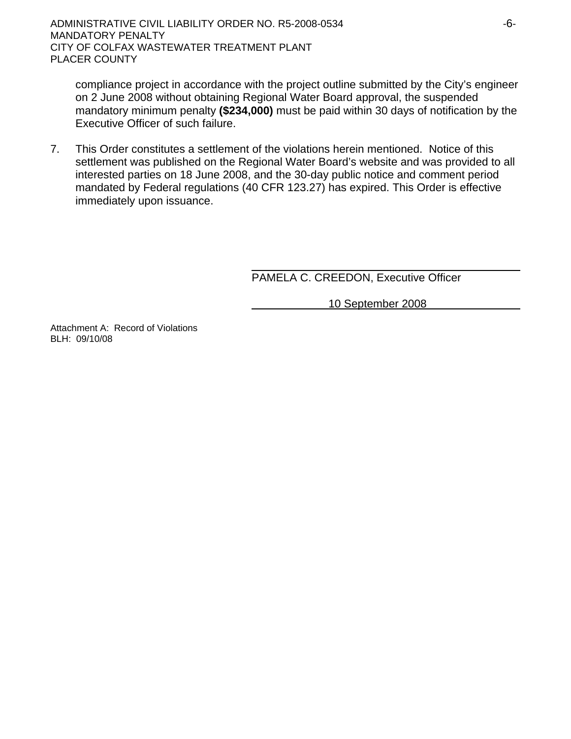compliance project in accordance with the project outline submitted by the City's engineer on 2 June 2008 without obtaining Regional Water Board approval, the suspended mandatory minimum penalty **($234,000)** must be paid within 30 days of notification by the Executive Officer of such failure.

7. This Order constitutes a settlement of the violations herein mentioned. Notice of this settlement was published on the Regional Water Board's website and was provided to all interested parties on 18 June 2008, and the 30-day public notice and comment period mandated by Federal regulations (40 CFR 123.27) has expired. This Order is effective immediately upon issuance.

PAMELA C. CREEDON, Executive Officer

10 September 2008

Attachment A: Record of Violations
BLH: 09/10/08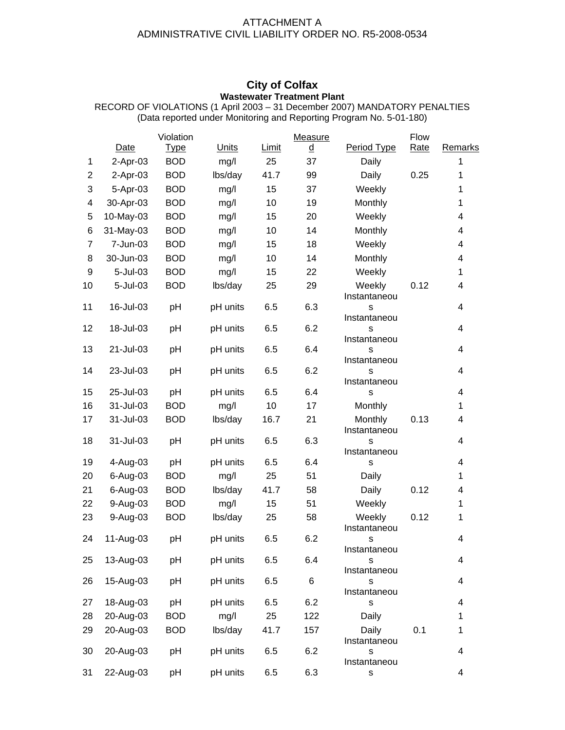ATTACHMENT A
ADMINISTRATIVE CIVIL LIABILITY ORDER NO. R5-2008-0534

## City of Colfax

### Wastewater Treatment Plant

RECORD OF VIOLATIONS (1 April 2003 – 31 December 2007) MANDATORY PENALTIES
(Data reported under Monitoring and Reporting Program No. 5-01-180)

| | Date | Violation Type | Units | Limit | Measured | Period Type | Flow Rate | Remarks |
|---|---|---|---|---|---|---|---|---|
| 1 | 2-Apr-03 | BOD | mg/l | 25 | 37 | Daily | | 1 |
| 2 | 2-Apr-03 | BOD | lbs/day | 41.7 | 99 | Daily | 0.25 | 1 |
| 3 | 5-Apr-03 | BOD | mg/l | 15 | 37 | Weekly | | 1 |
| 4 | 30-Apr-03 | BOD | mg/l | 10 | 19 | Monthly | | 1 |
| 5 | 10-May-03 | BOD | mg/l | 15 | 20 | Weekly | | 4 |
| 6 | 31-May-03 | BOD | mg/l | 10 | 14 | Monthly | | 4 |
| 7 | 7-Jun-03 | BOD | mg/l | 15 | 18 | Weekly | | 4 |
| 8 | 30-Jun-03 | BOD | mg/l | 10 | 14 | Monthly | | 4 |
| 9 | 5-Jul-03 | BOD | mg/l | 15 | 22 | Weekly | | 1 |
| 10 | 5-Jul-03 | BOD | lbs/day | 25 | 29 | Weekly | 0.12 | 4 |
| 11 | 16-Jul-03 | pH | pH units | 6.5 | 6.3 | Instantaneous | | 4 |
| 12 | 18-Jul-03 | pH | pH units | 6.5 | 6.2 | Instantaneous | | 4 |
| 13 | 21-Jul-03 | pH | pH units | 6.5 | 6.4 | Instantaneous | | 4 |
| 14 | 23-Jul-03 | pH | pH units | 6.5 | 6.2 | Instantaneous | | 4 |
| 15 | 25-Jul-03 | pH | pH units | 6.5 | 6.4 | Instantaneous | | 4 |
| 16 | 31-Jul-03 | BOD | mg/l | 10 | 17 | Monthly | | 1 |
| 17 | 31-Jul-03 | BOD | lbs/day | 16.7 | 21 | Monthly | 0.13 | 4 |
| 18 | 31-Jul-03 | pH | pH units | 6.5 | 6.3 | Instantaneous | | 4 |
| 19 | 4-Aug-03 | pH | pH units | 6.5 | 6.4 | Instantaneous | | 4 |
| 20 | 6-Aug-03 | BOD | mg/l | 25 | 51 | Daily | | 1 |
| 21 | 6-Aug-03 | BOD | lbs/day | 41.7 | 58 | Daily | 0.12 | 4 |
| 22 | 9-Aug-03 | BOD | mg/l | 15 | 51 | Weekly | | 1 |
| 23 | 9-Aug-03 | BOD | lbs/day | 25 | 58 | Weekly | 0.12 | 1 |
| 24 | 11-Aug-03 | pH | pH units | 6.5 | 6.2 | Instantaneous | | 4 |
| 25 | 13-Aug-03 | pH | pH units | 6.5 | 6.4 | Instantaneous | | 4 |
| 26 | 15-Aug-03 | pH | pH units | 6.5 | 6 | Instantaneous | | 4 |
| 27 | 18-Aug-03 | pH | pH units | 6.5 | 6.2 | Instantaneous | | 4 |
| 28 | 20-Aug-03 | BOD | mg/l | 25 | 122 | Daily | | 1 |
| 29 | 20-Aug-03 | BOD | lbs/day | 41.7 | 157 | Daily | 0.1 | 1 |
| 30 | 20-Aug-03 | pH | pH units | 6.5 | 6.2 | Instantaneous | | 4 |
| 31 | 22-Aug-03 | pH | pH units | 6.5 | 6.3 | Instantaneous | | 4 |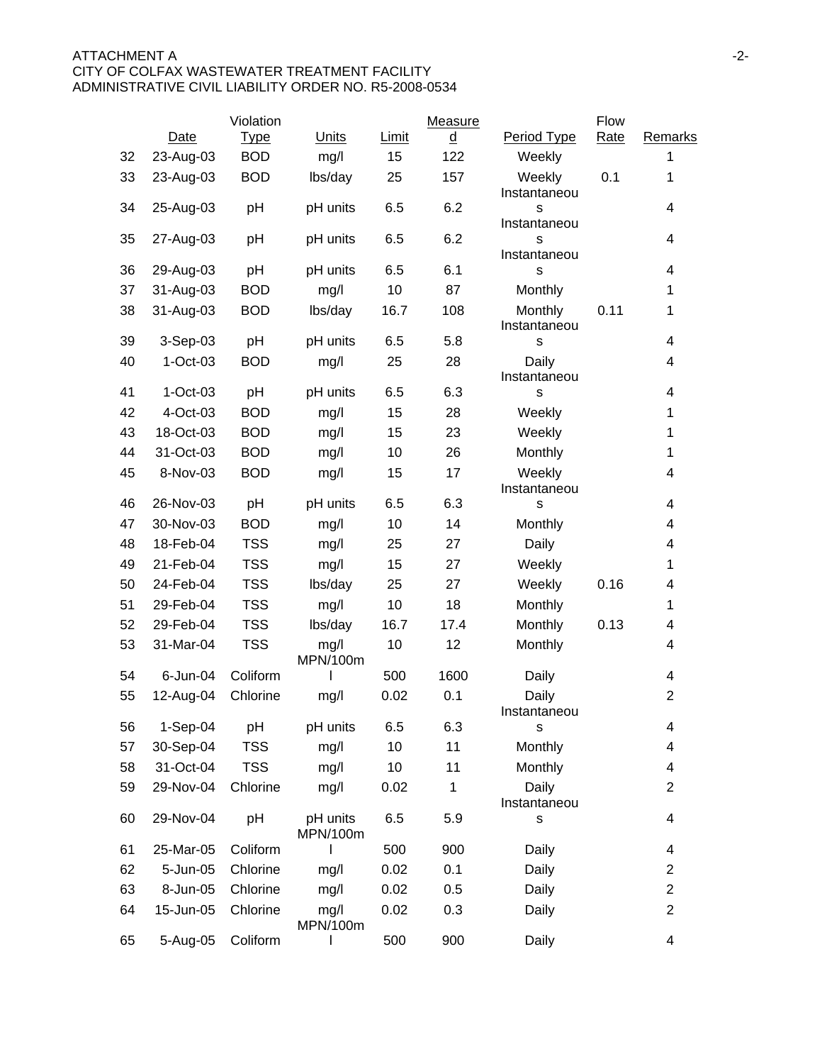ATTACHMENT A
CITY OF COLFAX WASTEWATER TREATMENT FACILITY
ADMINISTRATIVE CIVIL LIABILITY ORDER NO. R5-2008-0534

| | Date | Violation Type | Units | Limit | Measured | Period Type | Flow Rate | Remarks |
|---|---|---|---|---|---|---|---|---|
| 32 | 23-Aug-03 | BOD | mg/l | 15 | 122 | Weekly | | 1 |
| 33 | 23-Aug-03 | BOD | lbs/day | 25 | 157 | Weekly | 0.1 | 1 |
| 34 | 25-Aug-03 | pH | pH units | 6.5 | 6.2 | Instantaneous | | 4 |
| 35 | 27-Aug-03 | pH | pH units | 6.5 | 6.2 | Instantaneous | | 4 |
| 36 | 29-Aug-03 | pH | pH units | 6.5 | 6.1 | Instantaneous | | 4 |
| 37 | 31-Aug-03 | BOD | mg/l | 10 | 87 | Monthly | | 1 |
| 38 | 31-Aug-03 | BOD | lbs/day | 16.7 | 108 | Monthly | 0.11 | 1 |
| 39 | 3-Sep-03 | pH | pH units | 6.5 | 5.8 | Instantaneous | | 4 |
| 40 | 1-Oct-03 | BOD | mg/l | 25 | 28 | Daily | | 4 |
| 41 | 1-Oct-03 | pH | pH units | 6.5 | 6.3 | Instantaneous | | 4 |
| 42 | 4-Oct-03 | BOD | mg/l | 15 | 28 | Weekly | | 1 |
| 43 | 18-Oct-03 | BOD | mg/l | 15 | 23 | Weekly | | 1 |
| 44 | 31-Oct-03 | BOD | mg/l | 10 | 26 | Monthly | | 1 |
| 45 | 8-Nov-03 | BOD | mg/l | 15 | 17 | Weekly | | 4 |
| 46 | 26-Nov-03 | pH | pH units | 6.5 | 6.3 | Instantaneous | | 4 |
| 47 | 30-Nov-03 | BOD | mg/l | 10 | 14 | Monthly | | 4 |
| 48 | 18-Feb-04 | TSS | mg/l | 25 | 27 | Daily | | 4 |
| 49 | 21-Feb-04 | TSS | mg/l | 15 | 27 | Weekly | | 1 |
| 50 | 24-Feb-04 | TSS | lbs/day | 25 | 27 | Weekly | 0.16 | 4 |
| 51 | 29-Feb-04 | TSS | mg/l | 10 | 18 | Monthly | | 1 |
| 52 | 29-Feb-04 | TSS | lbs/day | 16.7 | 17.4 | Monthly | 0.13 | 4 |
| 53 | 31-Mar-04 | TSS | mg/l | 10 | 12 | Monthly | | 4 |
| 54 | 6-Jun-04 | Coliform | MPN/100ml | 500 | 1600 | Daily | | 4 |
| 55 | 12-Aug-04 | Chlorine | mg/l | 0.02 | 0.1 | Daily | | 2 |
| 56 | 1-Sep-04 | pH | pH units | 6.5 | 6.3 | Instantaneous | | 4 |
| 57 | 30-Sep-04 | TSS | mg/l | 10 | 11 | Monthly | | 4 |
| 58 | 31-Oct-04 | TSS | mg/l | 10 | 11 | Monthly | | 4 |
| 59 | 29-Nov-04 | Chlorine | mg/l | 0.02 | 1 | Daily | | 2 |
| 60 | 29-Nov-04 | pH | pH units | 6.5 | 5.9 | Instantaneous | | 4 |
| 61 | 25-Mar-05 | Coliform | MPN/100ml | 500 | 900 | Daily | | 4 |
| 62 | 5-Jun-05 | Chlorine | mg/l | 0.02 | 0.1 | Daily | | 2 |
| 63 | 8-Jun-05 | Chlorine | mg/l | 0.02 | 0.5 | Daily | | 2 |
| 64 | 15-Jun-05 | Chlorine | mg/l | 0.02 | 0.3 | Daily | | 2 |
| 65 | 5-Aug-05 | Coliform | MPN/100ml | 500 | 900 | Daily | | 4 |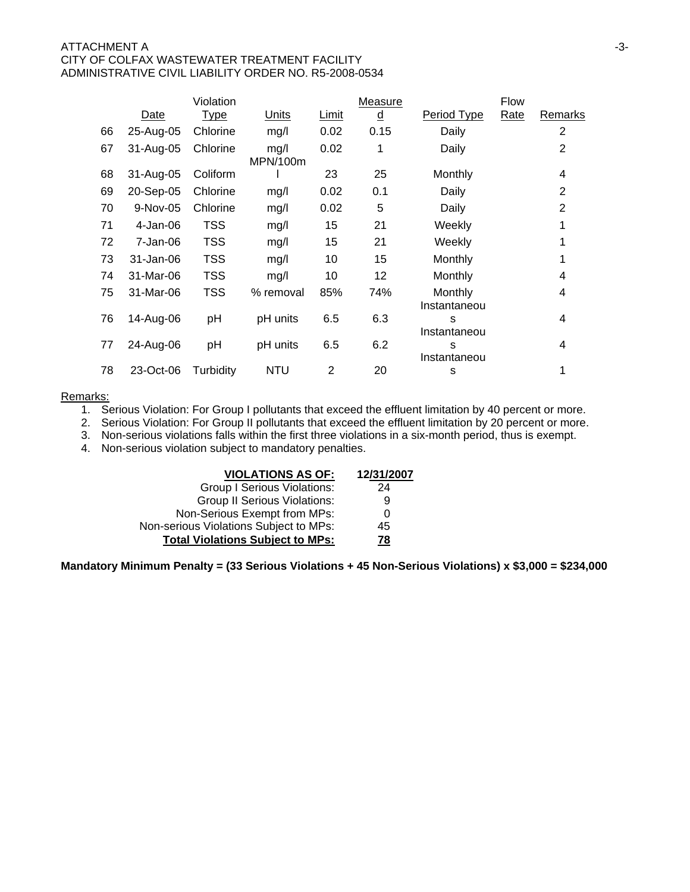| | Date | Violation Type | Units | Limit | Measured | Period Type | Flow Rate | Remarks |
|---|---|---|---|---|---|---|---|---|
| 66 | 25-Aug-05 | Chlorine | mg/l | 0.02 | 0.15 | Daily | | 2 |
| 67 | 31-Aug-05 | Chlorine | mg/l | 0.02 | 1 | Daily | | 2 |
| 68 | 31-Aug-05 | Coliform | MPN/100ml | 23 | 25 | Monthly | | 4 |
| 69 | 20-Sep-05 | Chlorine | mg/l | 0.02 | 0.1 | Daily | | 2 |
| 70 | 9-Nov-05 | Chlorine | mg/l | 0.02 | 5 | Daily | | 2 |
| 71 | 4-Jan-06 | TSS | mg/l | 15 | 21 | Weekly | | 1 |
| 72 | 7-Jan-06 | TSS | mg/l | 15 | 21 | Weekly | | 1 |
| 73 | 31-Jan-06 | TSS | mg/l | 10 | 15 | Monthly | | 1 |
| 74 | 31-Mar-06 | TSS | mg/l | 10 | 12 | Monthly | | 4 |
| 75 | 31-Mar-06 | TSS | % removal | 85% | 74% | Monthly | | 4 |
| 76 | 14-Aug-06 | pH | pH units | 6.5 | 6.3 | Instantaneous | | 4 |
| 77 | 24-Aug-06 | pH | pH units | 6.5 | 6.2 | Instantaneous | | 4 |
| 78 | 23-Oct-06 | Turbidity | NTU | 2 | 20 | Instantaneous | | 1 |

Remarks:

1. Serious Violation: For Group I pollutants that exceed the effluent limitation by 40 percent or more.
2. Serious Violation: For Group II pollutants that exceed the effluent limitation by 20 percent or more.
3. Non-serious violations falls within the first three violations in a six-month period, thus is exempt.
4. Non-serious violation subject to mandatory penalties.

| **VIOLATIONS AS OF:** | **12/31/2007** |
|---|---|
| Group I Serious Violations: | 24 |
| Group II Serious Violations: | 9 |
| Non-Serious Exempt from MPs: | 0 |
| Non-serious Violations Subject to MPs: | 45 |
| **Total Violations Subject to MPs:** | **78** |

**Mandatory Minimum Penalty = (33 Serious Violations + 45 Non-Serious Violations) x $3,000 = $234,000**